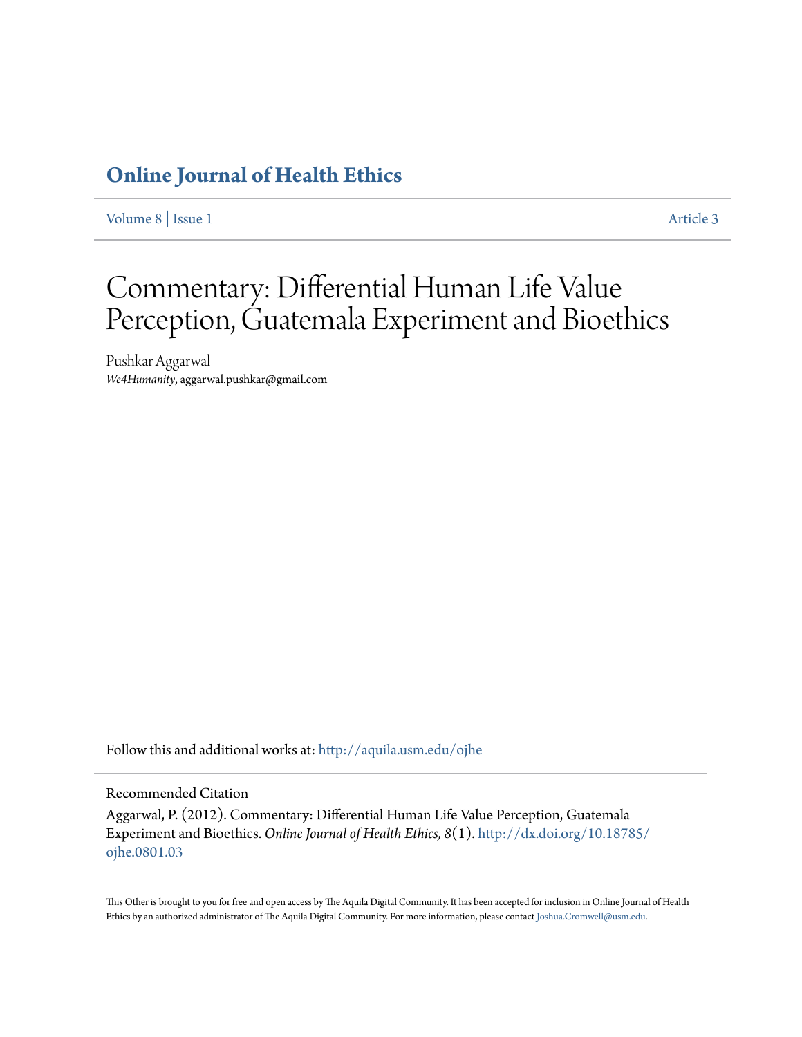# Online Journal of Health Ethics

Volume 8 | Issue 1 Article 3

# Commentary: Differential Human Life Value Perception, Guatemala Experiment and Bioethics

Pushkar Aggarwal
*We4Humanity*, aggarwal.pushkar@gmail.com

Follow this and additional works at: http://aquila.usm.edu/ojhe

Recommended Citation

Aggarwal, P. (2012). Commentary: Differential Human Life Value Perception, Guatemala Experiment and Bioethics. *Online Journal of Health Ethics, 8*(1). http://dx.doi.org/10.18785/ojhe.0801.03

This Other is brought to you for free and open access by The Aquila Digital Community. It has been accepted for inclusion in Online Journal of Health Ethics by an authorized administrator of The Aquila Digital Community. For more information, please contact Joshua.Cromwell@usm.edu.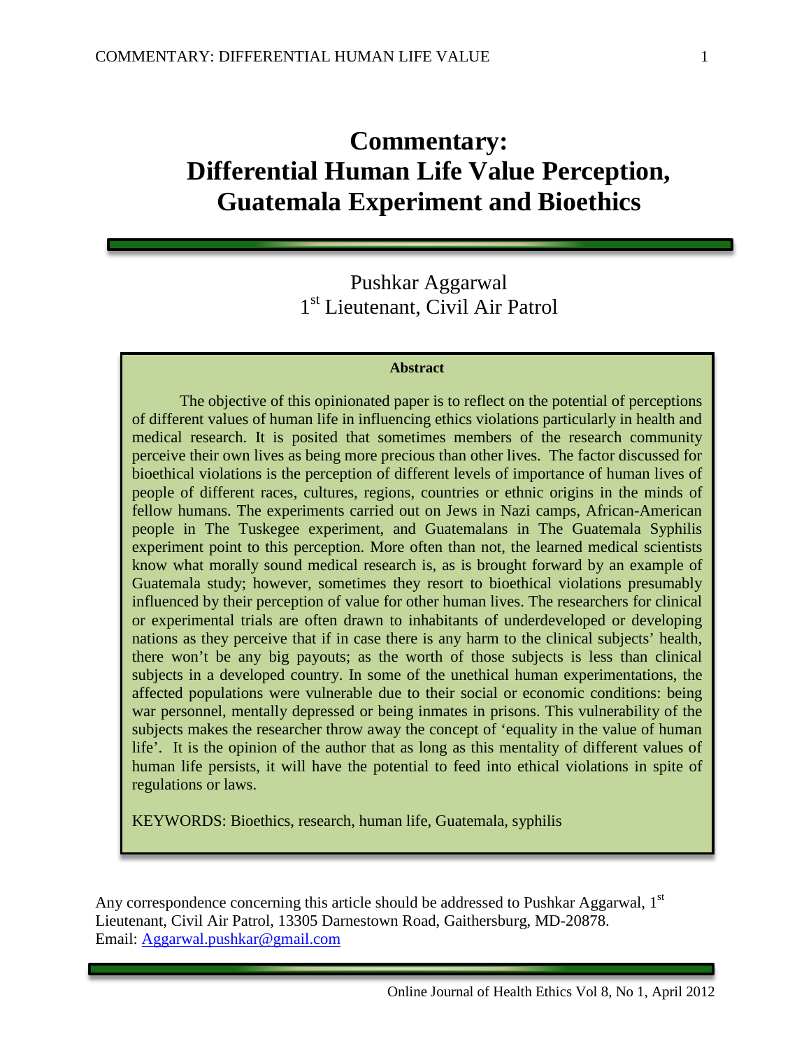# Commentary: Differential Human Life Value Perception, Guatemala Experiment and Bioethics

Pushkar Aggarwal
1st Lieutenant, Civil Air Patrol

**Abstract**

The objective of this opinionated paper is to reflect on the potential of perceptions of different values of human life in influencing ethics violations particularly in health and medical research. It is posited that sometimes members of the research community perceive their own lives as being more precious than other lives. The factor discussed for bioethical violations is the perception of different levels of importance of human lives of people of different races, cultures, regions, countries or ethnic origins in the minds of fellow humans. The experiments carried out on Jews in Nazi camps, African-American people in The Tuskegee experiment, and Guatemalans in The Guatemala Syphilis experiment point to this perception. More often than not, the learned medical scientists know what morally sound medical research is, as is brought forward by an example of Guatemala study; however, sometimes they resort to bioethical violations presumably influenced by their perception of value for other human lives. The researchers for clinical or experimental trials are often drawn to inhabitants of underdeveloped or developing nations as they perceive that if in case there is any harm to the clinical subjects' health, there won't be any big payouts; as the worth of those subjects is less than clinical subjects in a developed country. In some of the unethical human experimentations, the affected populations were vulnerable due to their social or economic conditions: being war personnel, mentally depressed or being inmates in prisons. This vulnerability of the subjects makes the researcher throw away the concept of 'equality in the value of human life'. It is the opinion of the author that as long as this mentality of different values of human life persists, it will have the potential to feed into ethical violations in spite of regulations or laws.

KEYWORDS: Bioethics, research, human life, Guatemala, syphilis

Any correspondence concerning this article should be addressed to Pushkar Aggarwal, 1st Lieutenant, Civil Air Patrol, 13305 Darnestown Road, Gaithersburg, MD-20878. Email: Aggarwal.pushkar@gmail.com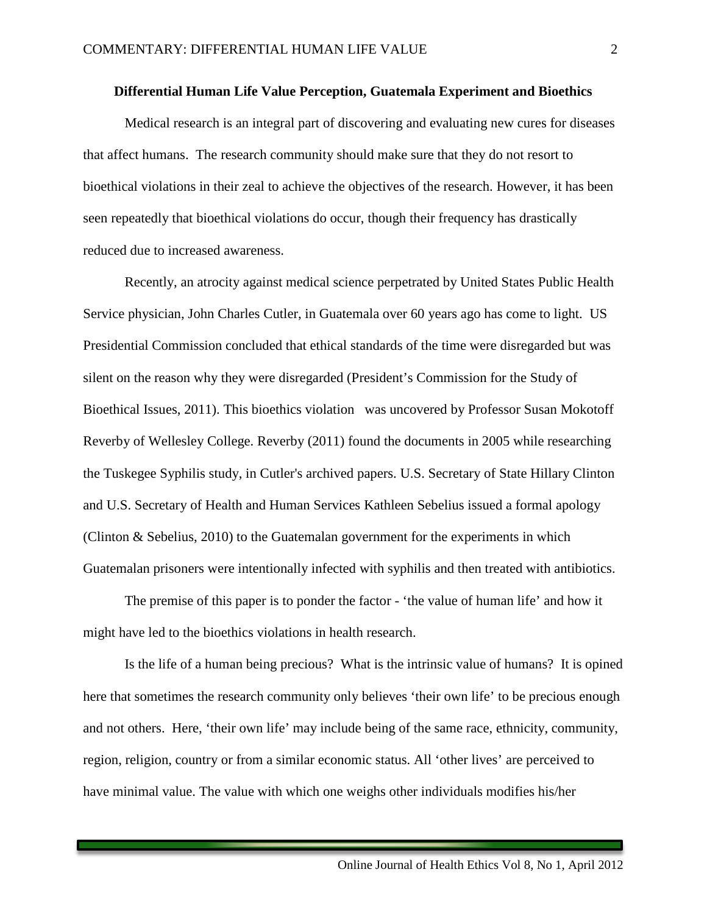## Differential Human Life Value Perception, Guatemala Experiment and Bioethics

Medical research is an integral part of discovering and evaluating new cures for diseases that affect humans. The research community should make sure that they do not resort to bioethical violations in their zeal to achieve the objectives of the research. However, it has been seen repeatedly that bioethical violations do occur, though their frequency has drastically reduced due to increased awareness.

Recently, an atrocity against medical science perpetrated by United States Public Health Service physician, John Charles Cutler, in Guatemala over 60 years ago has come to light. US Presidential Commission concluded that ethical standards of the time were disregarded but was silent on the reason why they were disregarded (President's Commission for the Study of Bioethical Issues, 2011). This bioethics violation was uncovered by Professor Susan Mokotoff Reverby of Wellesley College. Reverby (2011) found the documents in 2005 while researching the Tuskegee Syphilis study, in Cutler's archived papers. U.S. Secretary of State Hillary Clinton and U.S. Secretary of Health and Human Services Kathleen Sebelius issued a formal apology (Clinton & Sebelius, 2010) to the Guatemalan government for the experiments in which Guatemalan prisoners were intentionally infected with syphilis and then treated with antibiotics.

The premise of this paper is to ponder the factor - 'the value of human life' and how it might have led to the bioethics violations in health research.

Is the life of a human being precious? What is the intrinsic value of humans? It is opined here that sometimes the research community only believes 'their own life' to be precious enough and not others. Here, 'their own life' may include being of the same race, ethnicity, community, region, religion, country or from a similar economic status. All 'other lives' are perceived to have minimal value. The value with which one weighs other individuals modifies his/her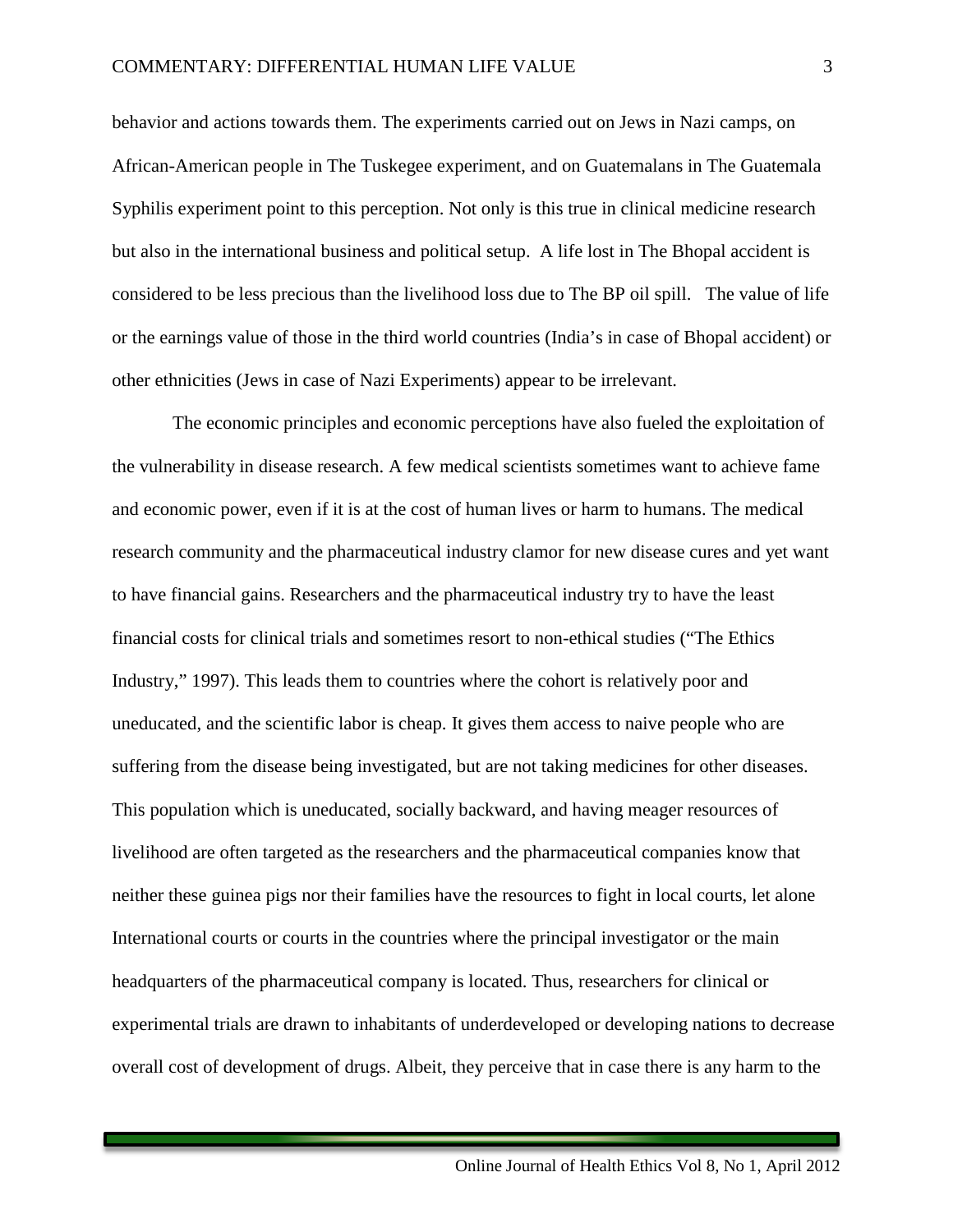behavior and actions towards them. The experiments carried out on Jews in Nazi camps, on African-American people in The Tuskegee experiment, and on Guatemalans in The Guatemala Syphilis experiment point to this perception. Not only is this true in clinical medicine research but also in the international business and political setup. A life lost in The Bhopal accident is considered to be less precious than the livelihood loss due to The BP oil spill. The value of life or the earnings value of those in the third world countries (India's in case of Bhopal accident) or other ethnicities (Jews in case of Nazi Experiments) appear to be irrelevant.

The economic principles and economic perceptions have also fueled the exploitation of the vulnerability in disease research. A few medical scientists sometimes want to achieve fame and economic power, even if it is at the cost of human lives or harm to humans. The medical research community and the pharmaceutical industry clamor for new disease cures and yet want to have financial gains. Researchers and the pharmaceutical industry try to have the least financial costs for clinical trials and sometimes resort to non-ethical studies ("The Ethics Industry," 1997). This leads them to countries where the cohort is relatively poor and uneducated, and the scientific labor is cheap. It gives them access to naive people who are suffering from the disease being investigated, but are not taking medicines for other diseases. This population which is uneducated, socially backward, and having meager resources of livelihood are often targeted as the researchers and the pharmaceutical companies know that neither these guinea pigs nor their families have the resources to fight in local courts, let alone International courts or courts in the countries where the principal investigator or the main headquarters of the pharmaceutical company is located. Thus, researchers for clinical or experimental trials are drawn to inhabitants of underdeveloped or developing nations to decrease overall cost of development of drugs. Albeit, they perceive that in case there is any harm to the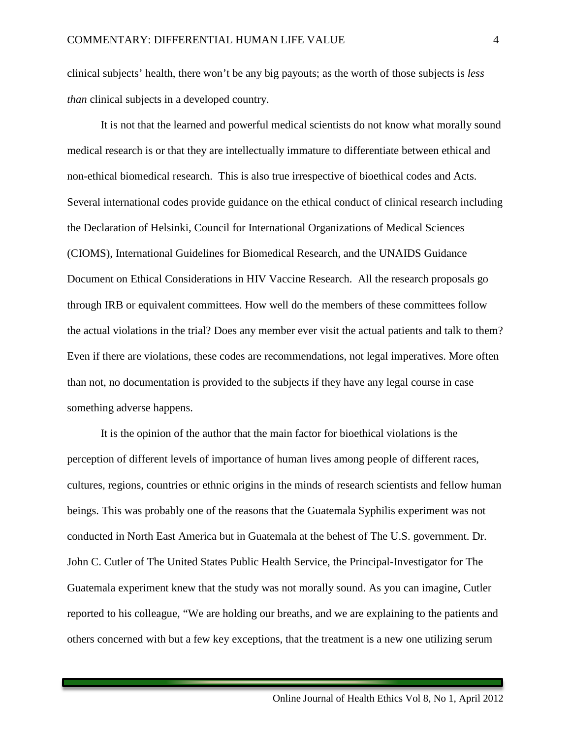clinical subjects' health, there won't be any big payouts; as the worth of those subjects is *less than* clinical subjects in a developed country.

It is not that the learned and powerful medical scientists do not know what morally sound medical research is or that they are intellectually immature to differentiate between ethical and non-ethical biomedical research. This is also true irrespective of bioethical codes and Acts. Several international codes provide guidance on the ethical conduct of clinical research including the Declaration of Helsinki, Council for International Organizations of Medical Sciences (CIOMS), International Guidelines for Biomedical Research, and the UNAIDS Guidance Document on Ethical Considerations in HIV Vaccine Research. All the research proposals go through IRB or equivalent committees. How well do the members of these committees follow the actual violations in the trial? Does any member ever visit the actual patients and talk to them? Even if there are violations, these codes are recommendations, not legal imperatives. More often than not, no documentation is provided to the subjects if they have any legal course in case something adverse happens.

It is the opinion of the author that the main factor for bioethical violations is the perception of different levels of importance of human lives among people of different races, cultures, regions, countries or ethnic origins in the minds of research scientists and fellow human beings. This was probably one of the reasons that the Guatemala Syphilis experiment was not conducted in North East America but in Guatemala at the behest of The U.S. government. Dr. John C. Cutler of The United States Public Health Service, the Principal-Investigator for The Guatemala experiment knew that the study was not morally sound. As you can imagine, Cutler reported to his colleague, "We are holding our breaths, and we are explaining to the patients and others concerned with but a few key exceptions, that the treatment is a new one utilizing serum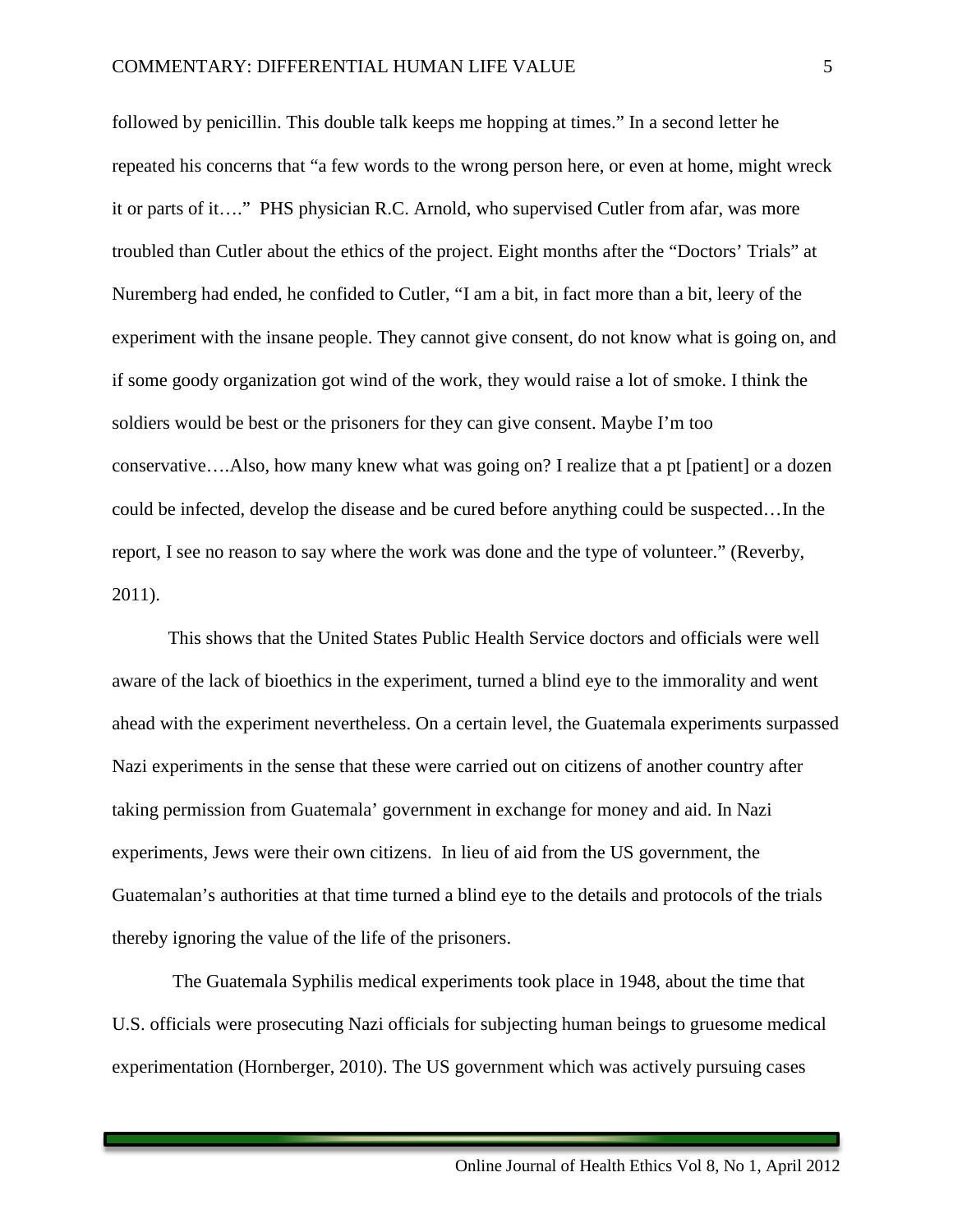followed by penicillin. This double talk keeps me hopping at times." In a second letter he repeated his concerns that "a few words to the wrong person here, or even at home, might wreck it or parts of it…." PHS physician R.C. Arnold, who supervised Cutler from afar, was more troubled than Cutler about the ethics of the project. Eight months after the "Doctors' Trials" at Nuremberg had ended, he confided to Cutler, "I am a bit, in fact more than a bit, leery of the experiment with the insane people. They cannot give consent, do not know what is going on, and if some goody organization got wind of the work, they would raise a lot of smoke. I think the soldiers would be best or the prisoners for they can give consent. Maybe I'm too conservative….Also, how many knew what was going on? I realize that a pt [patient] or a dozen could be infected, develop the disease and be cured before anything could be suspected…In the report, I see no reason to say where the work was done and the type of volunteer." (Reverby, 2011).

This shows that the United States Public Health Service doctors and officials were well aware of the lack of bioethics in the experiment, turned a blind eye to the immorality and went ahead with the experiment nevertheless. On a certain level, the Guatemala experiments surpassed Nazi experiments in the sense that these were carried out on citizens of another country after taking permission from Guatemala' government in exchange for money and aid. In Nazi experiments, Jews were their own citizens. In lieu of aid from the US government, the Guatemalan's authorities at that time turned a blind eye to the details and protocols of the trials thereby ignoring the value of the life of the prisoners.

The Guatemala Syphilis medical experiments took place in 1948, about the time that U.S. officials were prosecuting Nazi officials for subjecting human beings to gruesome medical experimentation (Hornberger, 2010). The US government which was actively pursuing cases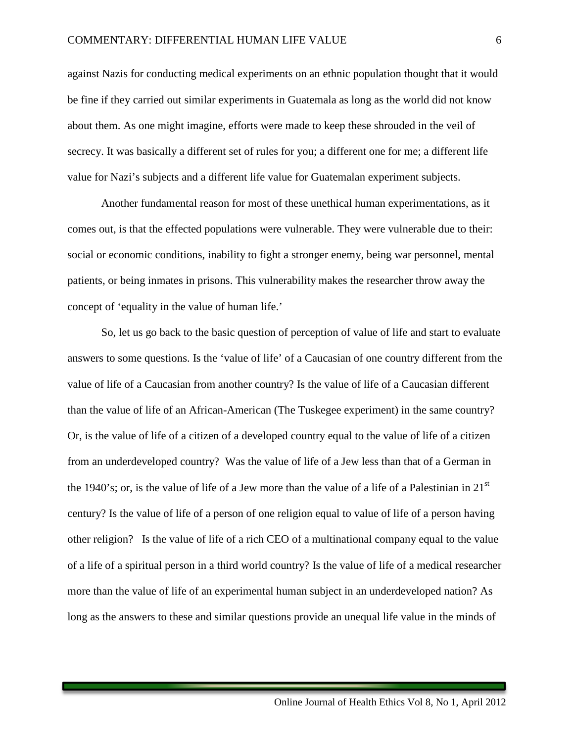against Nazis for conducting medical experiments on an ethnic population thought that it would be fine if they carried out similar experiments in Guatemala as long as the world did not know about them. As one might imagine, efforts were made to keep these shrouded in the veil of secrecy. It was basically a different set of rules for you; a different one for me; a different life value for Nazi's subjects and a different life value for Guatemalan experiment subjects.

Another fundamental reason for most of these unethical human experimentations, as it comes out, is that the effected populations were vulnerable. They were vulnerable due to their: social or economic conditions, inability to fight a stronger enemy, being war personnel, mental patients, or being inmates in prisons. This vulnerability makes the researcher throw away the concept of 'equality in the value of human life.'

So, let us go back to the basic question of perception of value of life and start to evaluate answers to some questions. Is the 'value of life' of a Caucasian of one country different from the value of life of a Caucasian from another country? Is the value of life of a Caucasian different than the value of life of an African-American (The Tuskegee experiment) in the same country? Or, is the value of life of a citizen of a developed country equal to the value of life of a citizen from an underdeveloped country? Was the value of life of a Jew less than that of a German in the 1940's; or, is the value of life of a Jew more than the value of a life of a Palestinian in 21st century? Is the value of life of a person of one religion equal to value of life of a person having other religion? Is the value of life of a rich CEO of a multinational company equal to the value of a life of a spiritual person in a third world country? Is the value of life of a medical researcher more than the value of life of an experimental human subject in an underdeveloped nation? As long as the answers to these and similar questions provide an unequal life value in the minds of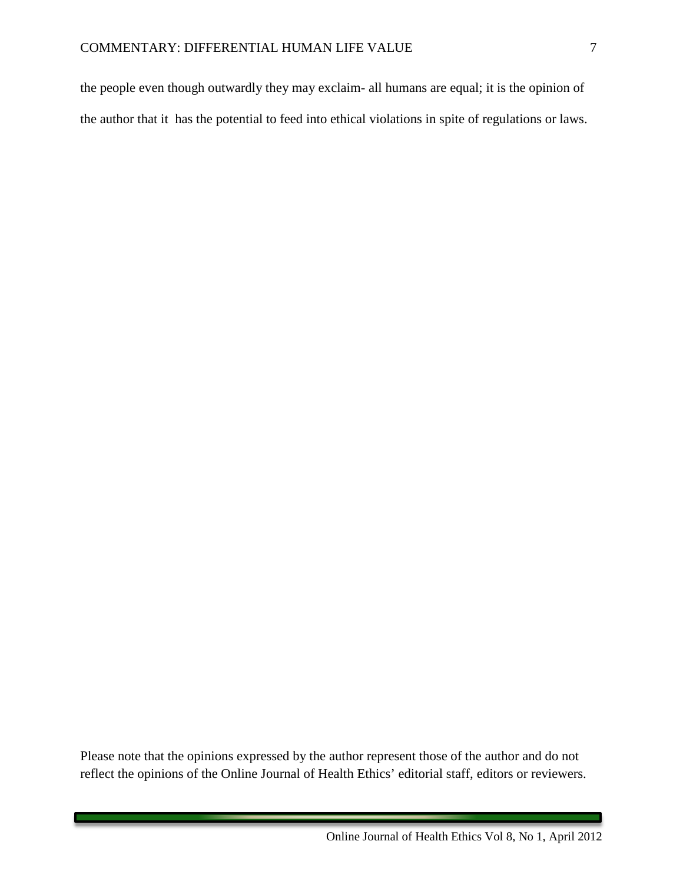the people even though outwardly they may exclaim- all humans are equal; it is the opinion of the author that it has the potential to feed into ethical violations in spite of regulations or laws.

Please note that the opinions expressed by the author represent those of the author and do not reflect the opinions of the Online Journal of Health Ethics' editorial staff, editors or reviewers.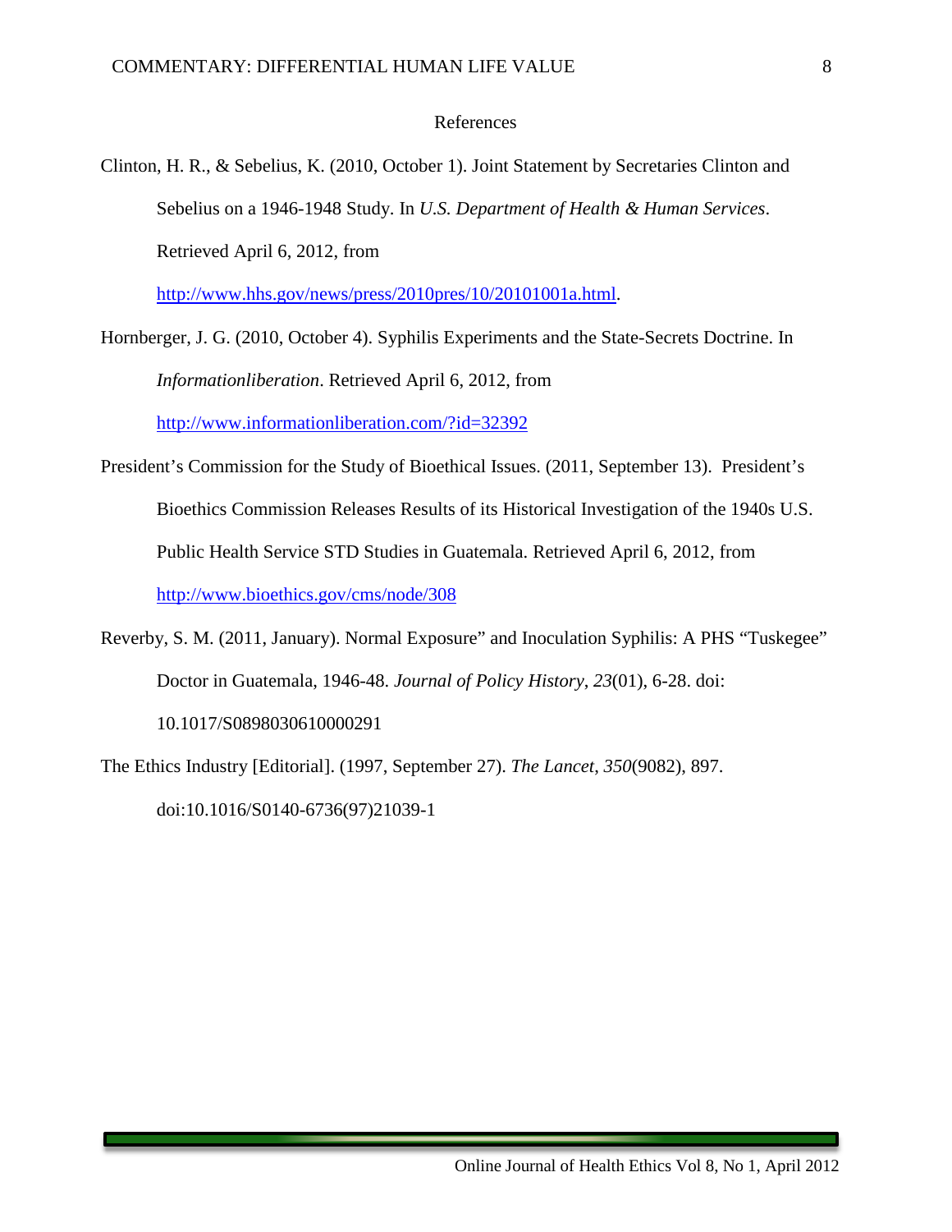# References

Clinton, H. R., & Sebelius, K. (2010, October 1). Joint Statement by Secretaries Clinton and Sebelius on a 1946-1948 Study. In *U.S. Department of Health & Human Services*. Retrieved April 6, 2012, from http://www.hhs.gov/news/press/2010pres/10/20101001a.html.

Hornberger, J. G. (2010, October 4). Syphilis Experiments and the State-Secrets Doctrine. In *Informationliberation*. Retrieved April 6, 2012, from http://www.informationliberation.com/?id=32392

President's Commission for the Study of Bioethical Issues. (2011, September 13). President's Bioethics Commission Releases Results of its Historical Investigation of the 1940s U.S. Public Health Service STD Studies in Guatemala. Retrieved April 6, 2012, from http://www.bioethics.gov/cms/node/308

Reverby, S. M. (2011, January). Normal Exposure" and Inoculation Syphilis: A PHS "Tuskegee" Doctor in Guatemala, 1946-48. *Journal of Policy History*, *23*(01), 6-28. doi: 10.1017/S0898030610000291

The Ethics Industry [Editorial]. (1997, September 27). *The Lancet*, *350*(9082), 897. doi:10.1016/S0140-6736(97)21039-1